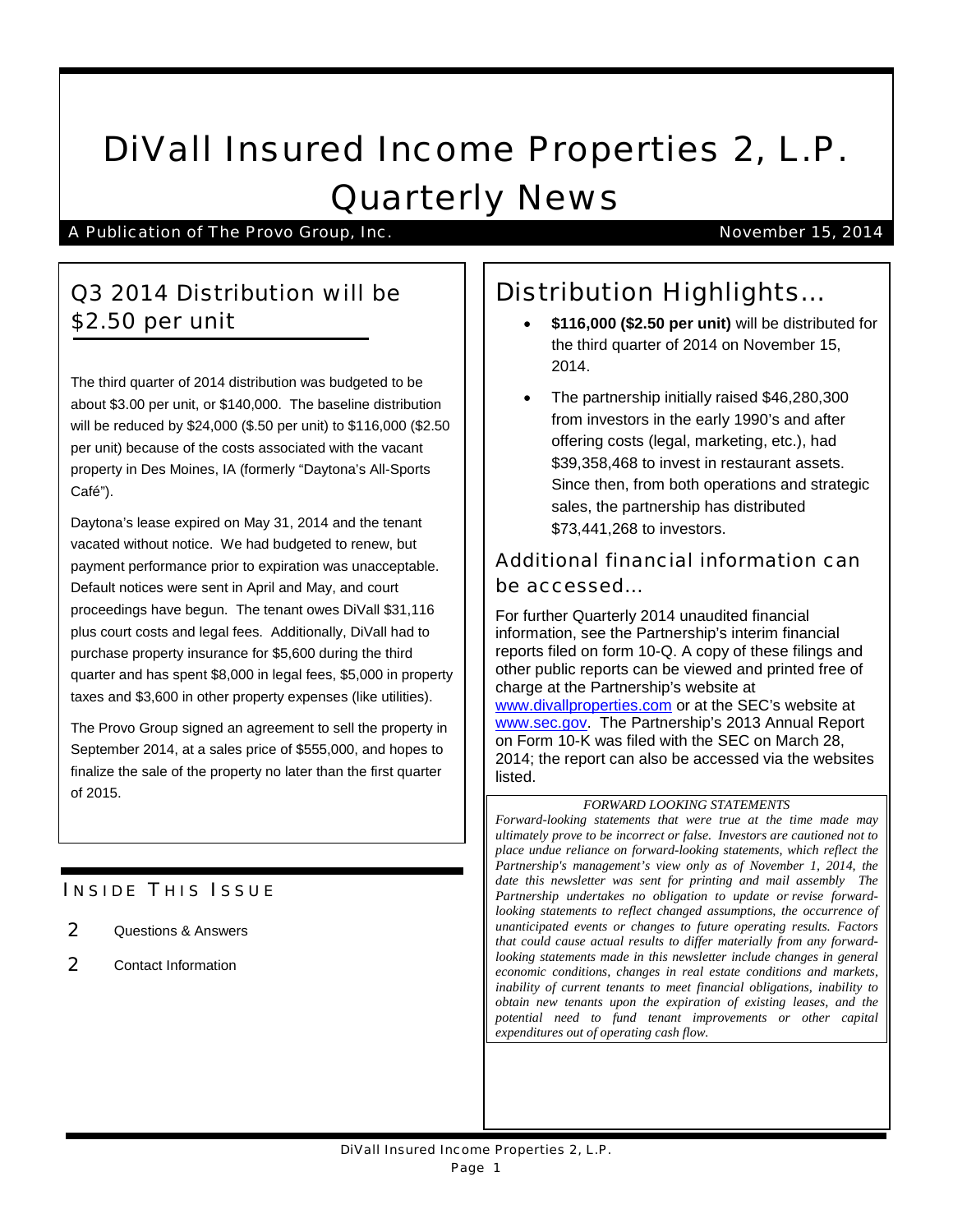# DiVall Insured Income Properties 2, L.P. Quarterly News

A Publication of The Provo Group, Inc. November 15, 2014

## Q3 2014 Distribution will be $2.50 per unit

The third quarter of 2014 distribution was budgeted to be about $3.00 per unit, or $140,000. The baseline distribution will be reduced by $24,000 ($.50 per unit) to $116,000 ($2.50 per unit) because of the costs associated with the vacant property in Des Moines, IA (formerly "Daytona's All-Sports Café").

Daytona's lease expired on May 31, 2014 and the tenant vacated without notice. We had budgeted to renew, but payment performance prior to expiration was unacceptable. Default notices were sent in April and May, and court proceedings have begun. The tenant owes DiVall $31,116 plus court costs and legal fees. Additionally, DiVall had to purchase property insurance for $5,600 during the third quarter and has spent $8,000 in legal fees, $5,000 in property taxes and $3,600 in other property expenses (like utilities).

The Provo Group signed an agreement to sell the property in September 2014, at a sales price of $555,000, and hopes to finalize the sale of the property no later than the first quarter of 2015.

### Inside This Issue

- 2 Questions & Answers
- 2 Contact Information

## Distribution Highlights…

- **$116,000 ($2.50 per unit)** will be distributed for the third quarter of 2014 on November 15, 2014.
- The partnership initially raised $46,280,300 from investors in the early 1990's and after offering costs (legal, marketing, etc.), had $39,358,468 to invest in restaurant assets. Since then, from both operations and strategic sales, the partnership has distributed $73,441,268 to investors.

### Additional financial information can be accessed…

For further Quarterly 2014 unaudited financial information, see the Partnership's interim financial reports filed on form 10-Q. A copy of these filings and other public reports can be viewed and printed free of charge at the Partnership's website at www.divallproperties.com or at the SEC's website at www.sec.gov. The Partnership's 2013 Annual Report on Form 10-K was filed with the SEC on March 28, 2014; the report can also be accessed via the websites listed.

*FORWARD LOOKING STATEMENTS*

*Forward-looking statements that were true at the time made may ultimately prove to be incorrect or false. Investors are cautioned not to place undue reliance on forward-looking statements, which reflect the Partnership's management's view only as of November 1, 2014, the date this newsletter was sent for printing and mail assembly The Partnership undertakes no obligation to update or revise forward-looking statements to reflect changed assumptions, the occurrence of unanticipated events or changes to future operating results. Factors that could cause actual results to differ materially from any forward-looking statements made in this newsletter include changes in general economic conditions, changes in real estate conditions and markets, inability of current tenants to meet financial obligations, inability to obtain new tenants upon the expiration of existing leases, and the potential need to fund tenant improvements or other capital expenditures out of operating cash flow.*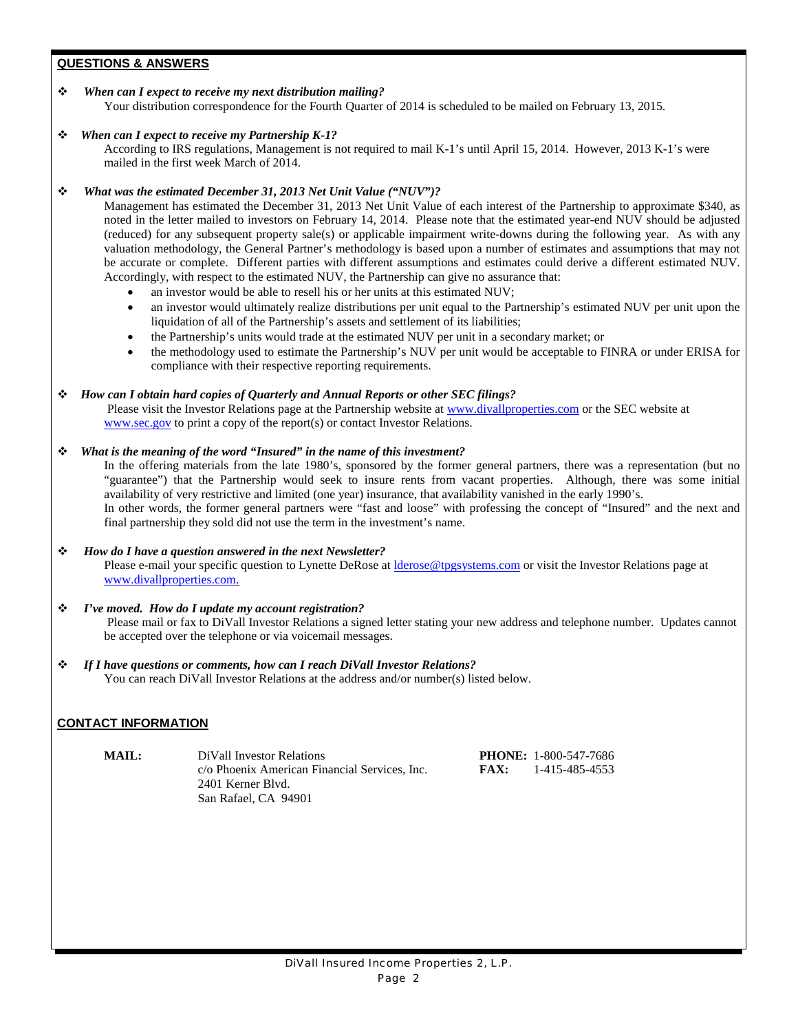## QUESTIONS & ANSWERS

- ***When can I expect to receive my next distribution mailing?***

  Your distribution correspondence for the Fourth Quarter of 2014 is scheduled to be mailed on February 13, 2015.

- ***When can I expect to receive my Partnership K-1?***

  According to IRS regulations, Management is not required to mail K-1's until April 15, 2014. However, 2013 K-1's were mailed in the first week March of 2014.

- ***What was the estimated December 31, 2013 Net Unit Value ("NUV")?***

  Management has estimated the December 31, 2013 Net Unit Value of each interest of the Partnership to approximate $340, as noted in the letter mailed to investors on February 14, 2014. Please note that the estimated year-end NUV should be adjusted (reduced) for any subsequent property sale(s) or applicable impairment write-downs during the following year. As with any valuation methodology, the General Partner's methodology is based upon a number of estimates and assumptions that may not be accurate or complete. Different parties with different assumptions and estimates could derive a different estimated NUV. Accordingly, with respect to the estimated NUV, the Partnership can give no assurance that:

  - an investor would be able to resell his or her units at this estimated NUV;
  - an investor would ultimately realize distributions per unit equal to the Partnership's estimated NUV per unit upon the liquidation of all of the Partnership's assets and settlement of its liabilities;
  - the Partnership's units would trade at the estimated NUV per unit in a secondary market; or
  - the methodology used to estimate the Partnership's NUV per unit would be acceptable to FINRA or under ERISA for compliance with their respective reporting requirements.

- ***How can I obtain hard copies of Quarterly and Annual Reports or other SEC filings?***

  Please visit the Investor Relations page at the Partnership website at www.divallproperties.com or the SEC website at www.sec.gov to print a copy of the report(s) or contact Investor Relations.

- ***What is the meaning of the word "Insured" in the name of this investment?***

  In the offering materials from the late 1980's, sponsored by the former general partners, there was a representation (but no "guarantee") that the Partnership would seek to insure rents from vacant properties. Although, there was some initial availability of very restrictive and limited (one year) insurance, that availability vanished in the early 1990's.

  In other words, the former general partners were "fast and loose" with professing the concept of "Insured" and the next and final partnership they sold did not use the term in the investment's name.

- ***How do I have a question answered in the next Newsletter?***

  Please e-mail your specific question to Lynette DeRose at lderose@tpgsystems.com or visit the Investor Relations page at www.divallproperties.com.

- ***I've moved. How do I update my account registration?***

  Please mail or fax to DiVall Investor Relations a signed letter stating your new address and telephone number. Updates cannot be accepted over the telephone or via voicemail messages.

- ***If I have questions or comments, how can I reach DiVall Investor Relations?***

  You can reach DiVall Investor Relations at the address and/or number(s) listed below.

## CONTACT INFORMATION

**MAIL:**
DiVall Investor Relations
c/o Phoenix American Financial Services, Inc.
2401 Kerner Blvd.
San Rafael, CA 94901

**PHONE:** 1-800-547-7686
**FAX:** 1-415-485-4553